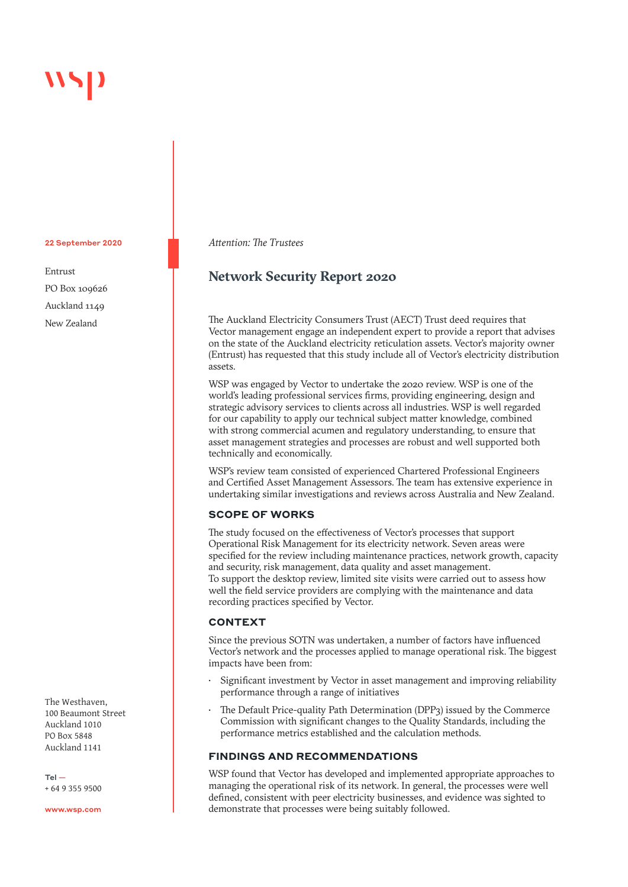22 September 2020

Entrust
PO Box 109626
Auckland 1149
New Zealand

*Attention: The Trustees*

# Network Security Report 2020

The Auckland Electricity Consumers Trust (AECT) Trust deed requires that Vector management engage an independent expert to provide a report that advises on the state of the Auckland electricity reticulation assets. Vector's majority owner (Entrust) has requested that this study include all of Vector's electricity distribution assets.

WSP was engaged by Vector to undertake the 2020 review. WSP is one of the world's leading professional services firms, providing engineering, design and strategic advisory services to clients across all industries. WSP is well regarded for our capability to apply our technical subject matter knowledge, combined with strong commercial acumen and regulatory understanding, to ensure that asset management strategies and processes are robust and well supported both technically and economically.

WSP's review team consisted of experienced Chartered Professional Engineers and Certified Asset Management Assessors. The team has extensive experience in undertaking similar investigations and reviews across Australia and New Zealand.

## SCOPE OF WORKS

The study focused on the effectiveness of Vector's processes that support Operational Risk Management for its electricity network. Seven areas were specified for the review including maintenance practices, network growth, capacity and security, risk management, data quality and asset management.
To support the desktop review, limited site visits were carried out to assess how well the field service providers are complying with the maintenance and data recording practices specified by Vector.

## CONTEXT

Since the previous SOTN was undertaken, a number of factors have influenced Vector's network and the processes applied to manage operational risk. The biggest impacts have been from:

- Significant investment by Vector in asset management and improving reliability performance through a range of initiatives
- The Default Price-quality Path Determination (DPP3) issued by the Commerce Commission with significant changes to the Quality Standards, including the performance metrics established and the calculation methods.

## FINDINGS AND RECOMMENDATIONS

WSP found that Vector has developed and implemented appropriate approaches to managing the operational risk of its network. In general, the processes were well defined, consistent with peer electricity businesses, and evidence was sighted to demonstrate that processes were being suitably followed.

The Westhaven,
100 Beaumont Street
Auckland 1010
PO Box 5848
Auckland 1141

Tel —
+ 64 9 355 9500

www.wsp.com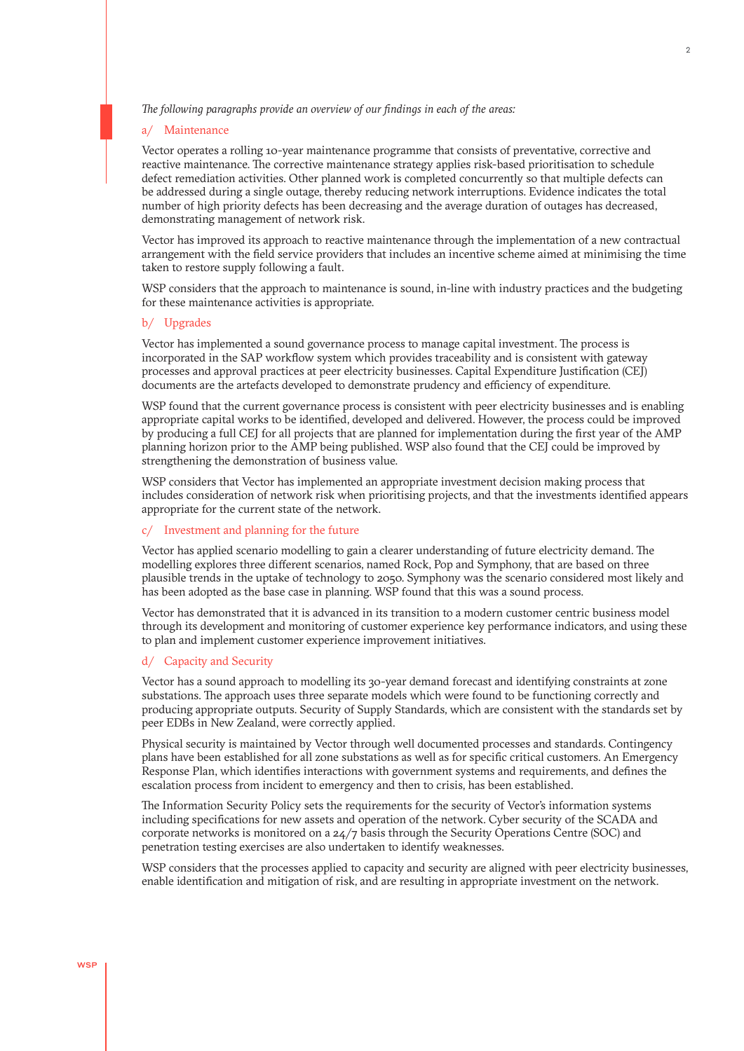*The following paragraphs provide an overview of our findings in each of the areas:*

### a/ Maintenance

Vector operates a rolling 10-year maintenance programme that consists of preventative, corrective and reactive maintenance. The corrective maintenance strategy applies risk-based prioritisation to schedule defect remediation activities. Other planned work is completed concurrently so that multiple defects can be addressed during a single outage, thereby reducing network interruptions. Evidence indicates the total number of high priority defects has been decreasing and the average duration of outages has decreased, demonstrating management of network risk.

Vector has improved its approach to reactive maintenance through the implementation of a new contractual arrangement with the field service providers that includes an incentive scheme aimed at minimising the time taken to restore supply following a fault.

WSP considers that the approach to maintenance is sound, in-line with industry practices and the budgeting for these maintenance activities is appropriate.

### b/ Upgrades

Vector has implemented a sound governance process to manage capital investment. The process is incorporated in the SAP workflow system which provides traceability and is consistent with gateway processes and approval practices at peer electricity businesses. Capital Expenditure Justification (CEJ) documents are the artefacts developed to demonstrate prudency and efficiency of expenditure.

WSP found that the current governance process is consistent with peer electricity businesses and is enabling appropriate capital works to be identified, developed and delivered. However, the process could be improved by producing a full CEJ for all projects that are planned for implementation during the first year of the AMP planning horizon prior to the AMP being published. WSP also found that the CEJ could be improved by strengthening the demonstration of business value.

WSP considers that Vector has implemented an appropriate investment decision making process that includes consideration of network risk when prioritising projects, and that the investments identified appears appropriate for the current state of the network.

### c/ Investment and planning for the future

Vector has applied scenario modelling to gain a clearer understanding of future electricity demand. The modelling explores three different scenarios, named Rock, Pop and Symphony, that are based on three plausible trends in the uptake of technology to 2050. Symphony was the scenario considered most likely and has been adopted as the base case in planning. WSP found that this was a sound process.

Vector has demonstrated that it is advanced in its transition to a modern customer centric business model through its development and monitoring of customer experience key performance indicators, and using these to plan and implement customer experience improvement initiatives.

### d/ Capacity and Security

Vector has a sound approach to modelling its 30-year demand forecast and identifying constraints at zone substations. The approach uses three separate models which were found to be functioning correctly and producing appropriate outputs. Security of Supply Standards, which are consistent with the standards set by peer EDBs in New Zealand, were correctly applied.

Physical security is maintained by Vector through well documented processes and standards. Contingency plans have been established for all zone substations as well as for specific critical customers. An Emergency Response Plan, which identifies interactions with government systems and requirements, and defines the escalation process from incident to emergency and then to crisis, has been established.

The Information Security Policy sets the requirements for the security of Vector's information systems including specifications for new assets and operation of the network. Cyber security of the SCADA and corporate networks is monitored on a 24/7 basis through the Security Operations Centre (SOC) and penetration testing exercises are also undertaken to identify weaknesses.

WSP considers that the processes applied to capacity and security are aligned with peer electricity businesses, enable identification and mitigation of risk, and are resulting in appropriate investment on the network.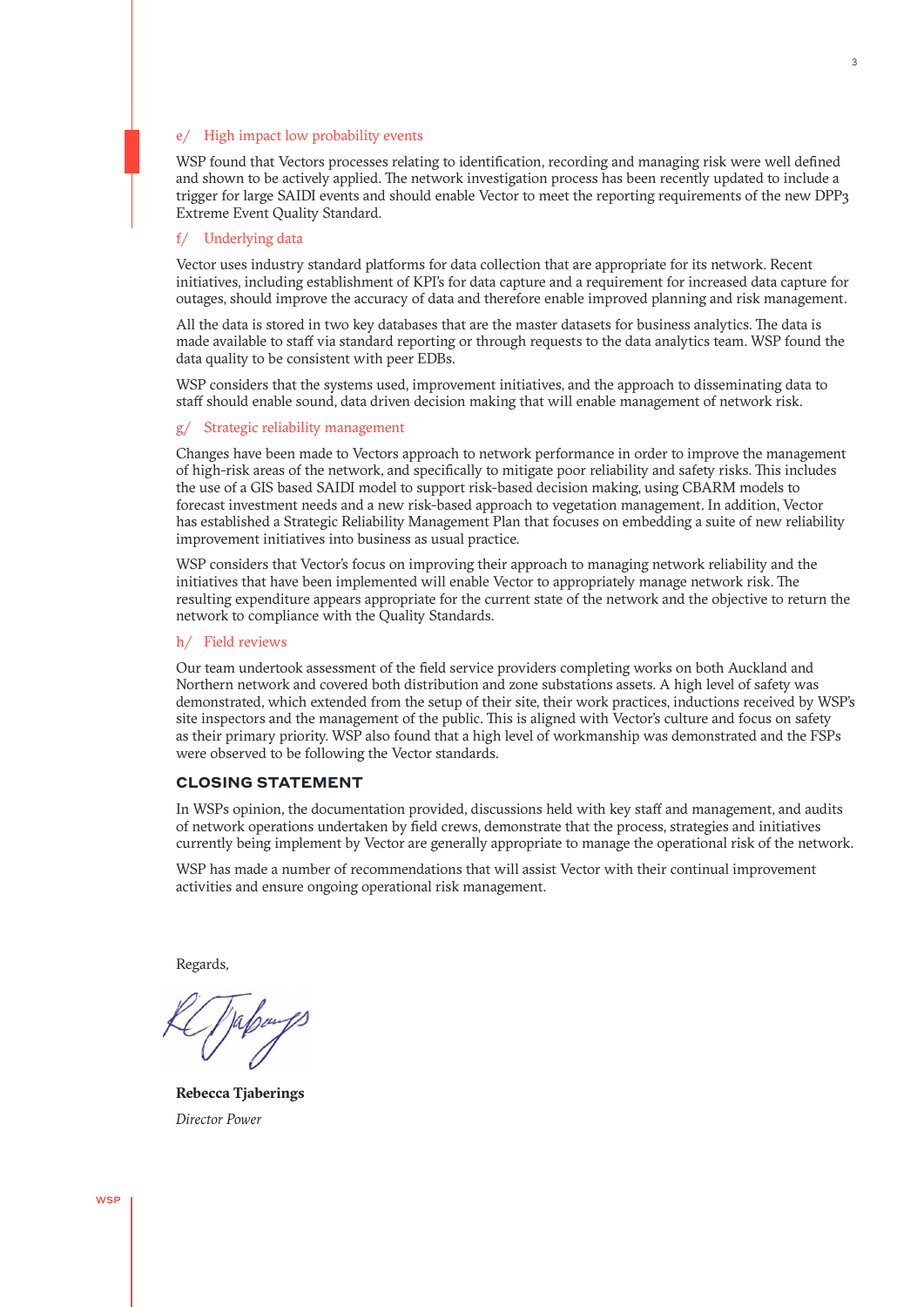### e/ High impact low probability events

WSP found that Vectors processes relating to identification, recording and managing risk were well defined and shown to be actively applied. The network investigation process has been recently updated to include a trigger for large SAIDI events and should enable Vector to meet the reporting requirements of the new DPP3 Extreme Event Quality Standard.

### f/ Underlying data

Vector uses industry standard platforms for data collection that are appropriate for its network. Recent initiatives, including establishment of KPI's for data capture and a requirement for increased data capture for outages, should improve the accuracy of data and therefore enable improved planning and risk management.

All the data is stored in two key databases that are the master datasets for business analytics. The data is made available to staff via standard reporting or through requests to the data analytics team. WSP found the data quality to be consistent with peer EDBs.

WSP considers that the systems used, improvement initiatives, and the approach to disseminating data to staff should enable sound, data driven decision making that will enable management of network risk.

### g/ Strategic reliability management

Changes have been made to Vectors approach to network performance in order to improve the management of high-risk areas of the network, and specifically to mitigate poor reliability and safety risks. This includes the use of a GIS based SAIDI model to support risk-based decision making, using CBARM models to forecast investment needs and a new risk-based approach to vegetation management. In addition, Vector has established a Strategic Reliability Management Plan that focuses on embedding a suite of new reliability improvement initiatives into business as usual practice.

WSP considers that Vector's focus on improving their approach to managing network reliability and the initiatives that have been implemented will enable Vector to appropriately manage network risk. The resulting expenditure appears appropriate for the current state of the network and the objective to return the network to compliance with the Quality Standards.

### h/ Field reviews

Our team undertook assessment of the field service providers completing works on both Auckland and Northern network and covered both distribution and zone substations assets. A high level of safety was demonstrated, which extended from the setup of their site, their work practices, inductions received by WSP's site inspectors and the management of the public. This is aligned with Vector's culture and focus on safety as their primary priority. WSP also found that a high level of workmanship was demonstrated and the FSPs were observed to be following the Vector standards.

## CLOSING STATEMENT

In WSPs opinion, the documentation provided, discussions held with key staff and management, and audits of network operations undertaken by field crews, demonstrate that the process, strategies and initiatives currently being implement by Vector are generally appropriate to manage the operational risk of the network.

WSP has made a number of recommendations that will assist Vector with their continual improvement activities and ensure ongoing operational risk management.

Regards,

**Rebecca Tjaberings**

*Director Power*